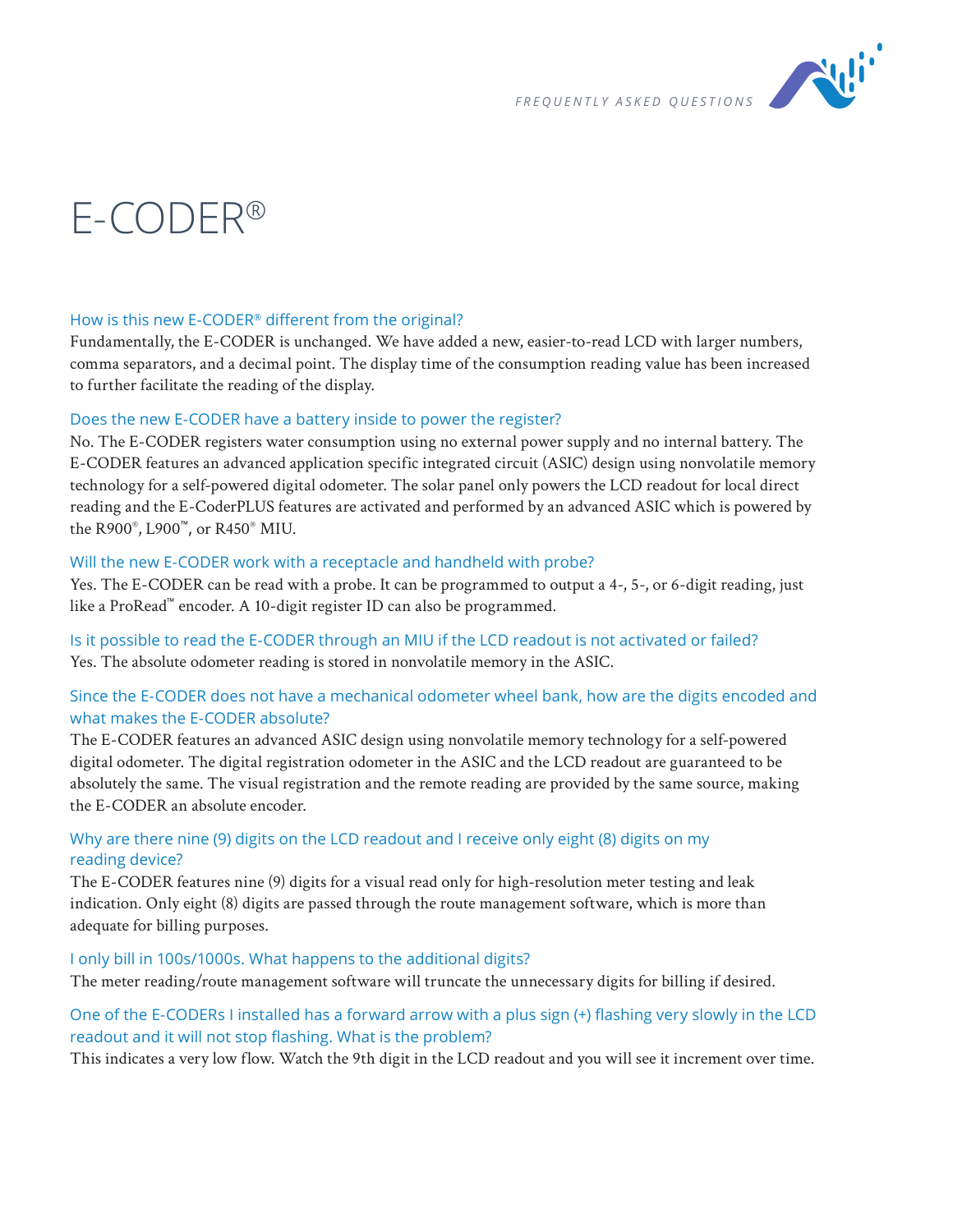# E-CODER®

### How is this new E-CODER® different from the original?

Fundamentally, the E-CODER is unchanged. We have added a new, easier-to-read LCD with larger numbers, comma separators, and a decimal point. The display time of the consumption reading value has been increased to further facilitate the reading of the display.

### Does the new E-CODER have a battery inside to power the register?

No. The E-CODER registers water consumption using no external power supply and no internal battery. The E-CODER features an advanced application specific integrated circuit (ASIC) design using nonvolatile memory technology for a self-powered digital odometer. The solar panel only powers the LCD readout for local direct reading and the E-CoderPLUS features are activated and performed by an advanced ASIC which is powered by the R900®, L900™, or R450® MIU.

### Will the new E-CODER work with a receptacle and handheld with probe?

Yes. The E-CODER can be read with a probe. It can be programmed to output a 4-, 5-, or 6-digit reading, just like a ProRead™ encoder. A 10-digit register ID can also be programmed.

### Is it possible to read the E-CODER through an MIU if the LCD readout is not activated or failed?

Yes. The absolute odometer reading is stored in nonvolatile memory in the ASIC.

### Since the E-CODER does not have a mechanical odometer wheel bank, how are the digits encoded and what makes the E-CODER absolute?

The E-CODER features an advanced ASIC design using nonvolatile memory technology for a self-powered digital odometer. The digital registration odometer in the ASIC and the LCD readout are guaranteed to be absolutely the same. The visual registration and the remote reading are provided by the same source, making the E-CODER an absolute encoder.

### Why are there nine (9) digits on the LCD readout and I receive only eight (8) digits on my reading device?

The E-CODER features nine (9) digits for a visual read only for high-resolution meter testing and leak indication. Only eight (8) digits are passed through the route management software, which is more than adequate for billing purposes.

### I only bill in 100s/1000s. What happens to the additional digits?

The meter reading/route management software will truncate the unnecessary digits for billing if desired.

### One of the E-CODERs I installed has a forward arrow with a plus sign (+) flashing very slowly in the LCD readout and it will not stop flashing. What is the problem?

This indicates a very low flow. Watch the 9th digit in the LCD readout and you will see it increment over time.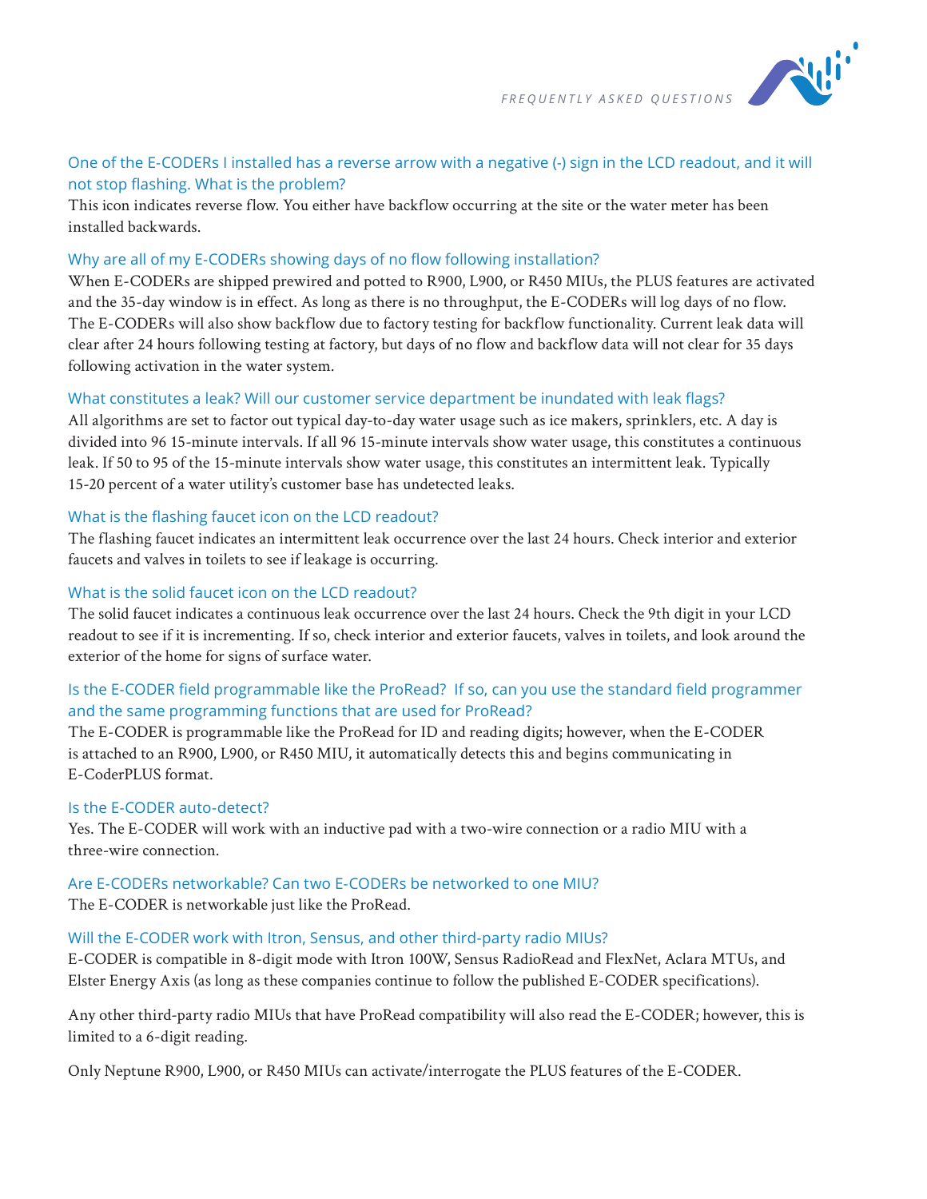### One of the E-CODERs I installed has a reverse arrow with a negative (-) sign in the LCD readout, and it will not stop flashing. What is the problem?

This icon indicates reverse flow. You either have backflow occurring at the site or the water meter has been installed backwards.

### Why are all of my E-CODERs showing days of no flow following installation?

When E-CODERs are shipped prewired and potted to R900, L900, or R450 MIUs, the PLUS features are activated and the 35-day window is in effect. As long as there is no throughput, the E-CODERs will log days of no flow. The E-CODERs will also show backflow due to factory testing for backflow functionality. Current leak data will clear after 24 hours following testing at factory, but days of no flow and backflow data will not clear for 35 days following activation in the water system.

### What constitutes a leak? Will our customer service department be inundated with leak flags?

All algorithms are set to factor out typical day-to-day water usage such as ice makers, sprinklers, etc. A day is divided into 96 15-minute intervals. If all 96 15-minute intervals show water usage, this constitutes a continuous leak. If 50 to 95 of the 15-minute intervals show water usage, this constitutes an intermittent leak. Typically 15-20 percent of a water utility's customer base has undetected leaks.

### What is the flashing faucet icon on the LCD readout?

The flashing faucet indicates an intermittent leak occurrence over the last 24 hours. Check interior and exterior faucets and valves in toilets to see if leakage is occurring.

### What is the solid faucet icon on the LCD readout?

The solid faucet indicates a continuous leak occurrence over the last 24 hours. Check the 9th digit in your LCD readout to see if it is incrementing. If so, check interior and exterior faucets, valves in toilets, and look around the exterior of the home for signs of surface water.

### Is the E-CODER field programmable like the ProRead? If so, can you use the standard field programmer and the same programming functions that are used for ProRead?

The E-CODER is programmable like the ProRead for ID and reading digits; however, when the E-CODER is attached to an R900, L900, or R450 MIU, it automatically detects this and begins communicating in E-CoderPLUS format.

### Is the E-CODER auto-detect?

Yes. The E-CODER will work with an inductive pad with a two-wire connection or a radio MIU with a three-wire connection.

### Are E-CODERs networkable? Can two E-CODERs be networked to one MIU?

The E-CODER is networkable just like the ProRead.

### Will the E-CODER work with Itron, Sensus, and other third-party radio MIUs?

E-CODER is compatible in 8-digit mode with Itron 100W, Sensus RadioRead and FlexNet, Aclara MTUs, and Elster Energy Axis (as long as these companies continue to follow the published E-CODER specifications).

Any other third-party radio MIUs that have ProRead compatibility will also read the E-CODER; however, this is limited to a 6-digit reading.

Only Neptune R900, L900, or R450 MIUs can activate/interrogate the PLUS features of the E-CODER.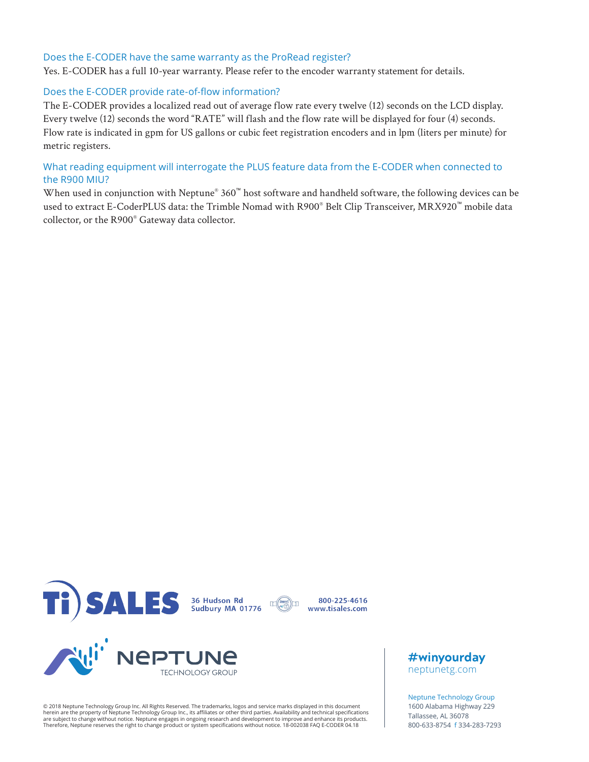### Does the E-CODER have the same warranty as the ProRead register?

Yes. E-CODER has a full 10-year warranty. Please refer to the encoder warranty statement for details.

### Does the E-CODER provide rate-of-flow information?

The E-CODER provides a localized read out of average flow rate every twelve (12) seconds on the LCD display. Every twelve (12) seconds the word "RATE" will flash and the flow rate will be displayed for four (4) seconds. Flow rate is indicated in gpm for US gallons or cubic feet registration encoders and in lpm (liters per minute) for metric registers.

### What reading equipment will interrogate the PLUS feature data from the E-CODER when connected to the R900 MIU?

When used in conjunction with Neptune® 360™ host software and handheld software, the following devices can be used to extract E-CoderPLUS data: the Trimble Nomad with R900® Belt Clip Transceiver, MRX920™ mobile data collector, or the R900® Gateway data collector.

Ti SALES
36 Hudson Rd
Sudbury MA 01776
800-225-4616
www.tisales.com

NEPTUNE TECHNOLOGY GROUP

#winyourday
neptunetg.com

Neptune Technology Group
1600 Alabama Highway 229
Tallassee, AL 36078
800-633-8754 f 334-283-7293

© 2018 Neptune Technology Group Inc. All Rights Reserved. The trademarks, logos and service marks displayed in this document herein are the property of Neptune Technology Group Inc., its affiliates or other third parties. Availability and technical specifications are subject to change without notice. Neptune engages in ongoing research and development to improve and enhance its products. Therefore, Neptune reserves the right to change product or system specifications without notice. 18-002038 FAQ E-CODER 04.18